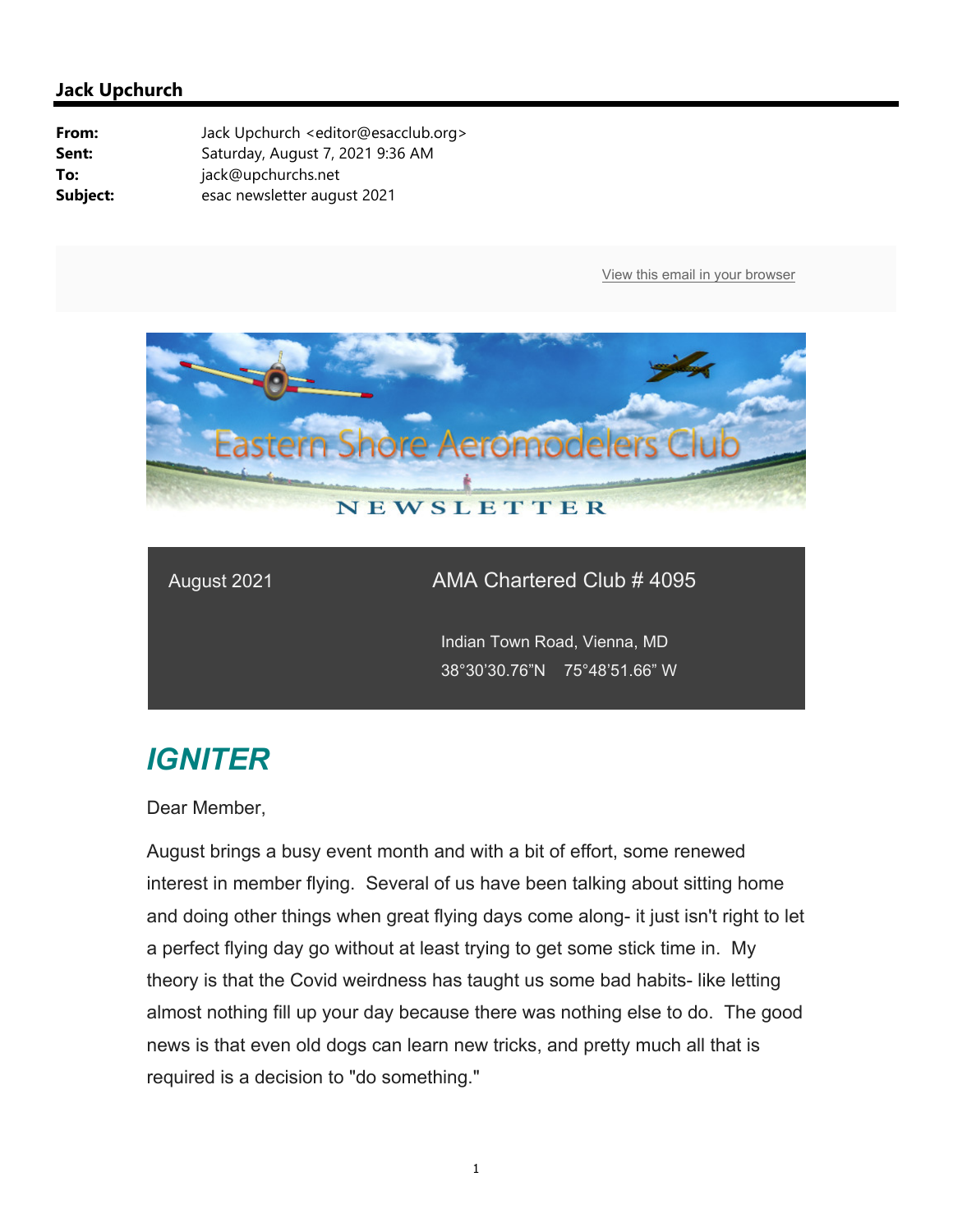**Jack Upchurch**

| | |
|---|---|
| **From:** | Jack Upchurch <editor@esacclub.org> |
| **Sent:** | Saturday, August 7, 2021 9:36 AM |
| **To:** | jack@upchurchs.net |
| **Subject:** | esac newsletter august 2021 |

View this email in your browser

Eastern Shore Aeromodelers Club

NEWSLETTER

August 2021

AMA Chartered Club # 4095

Indian Town Road, Vienna, MD

38°30'30.76"N 75°48'51.66" W

## *IGNITER*

Dear Member,

August brings a busy event month and with a bit of effort, some renewed interest in member flying. Several of us have been talking about sitting home and doing other things when great flying days come along- it just isn't right to let a perfect flying day go without at least trying to get some stick time in. My theory is that the Covid weirdness has taught us some bad habits- like letting almost nothing fill up your day because there was nothing else to do. The good news is that even old dogs can learn new tricks, and pretty much all that is required is a decision to "do something."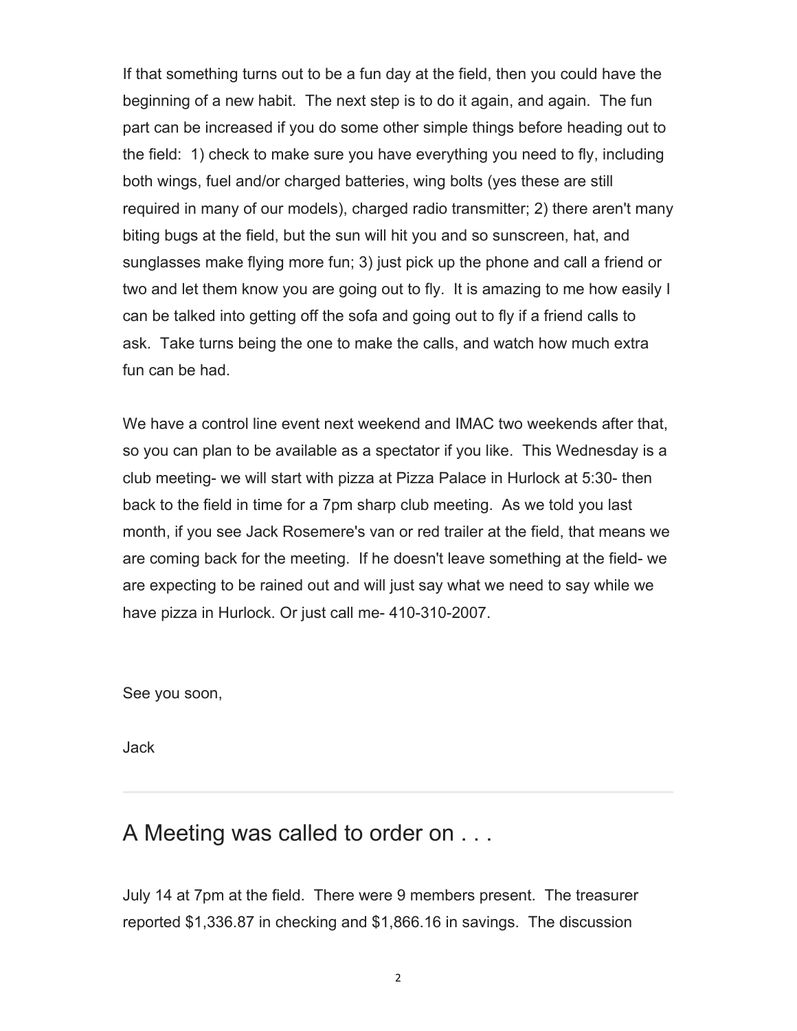If that something turns out to be a fun day at the field, then you could have the beginning of a new habit. The next step is to do it again, and again. The fun part can be increased if you do some other simple things before heading out to the field: 1) check to make sure you have everything you need to fly, including both wings, fuel and/or charged batteries, wing bolts (yes these are still required in many of our models), charged radio transmitter; 2) there aren't many biting bugs at the field, but the sun will hit you and so sunscreen, hat, and sunglasses make flying more fun; 3) just pick up the phone and call a friend or two and let them know you are going out to fly. It is amazing to me how easily I can be talked into getting off the sofa and going out to fly if a friend calls to ask. Take turns being the one to make the calls, and watch how much extra fun can be had.

We have a control line event next weekend and IMAC two weekends after that, so you can plan to be available as a spectator if you like. This Wednesday is a club meeting- we will start with pizza at Pizza Palace in Hurlock at 5:30- then back to the field in time for a 7pm sharp club meeting. As we told you last month, if you see Jack Rosemere's van or red trailer at the field, that means we are coming back for the meeting. If he doesn't leave something at the field- we are expecting to be rained out and will just say what we need to say while we have pizza in Hurlock. Or just call me- 410-310-2007.

See you soon,

Jack

---

## A Meeting was called to order on . . .

July 14 at 7pm at the field. There were 9 members present. The treasurer reported $1,336.87 in checking and $1,866.16 in savings. The discussion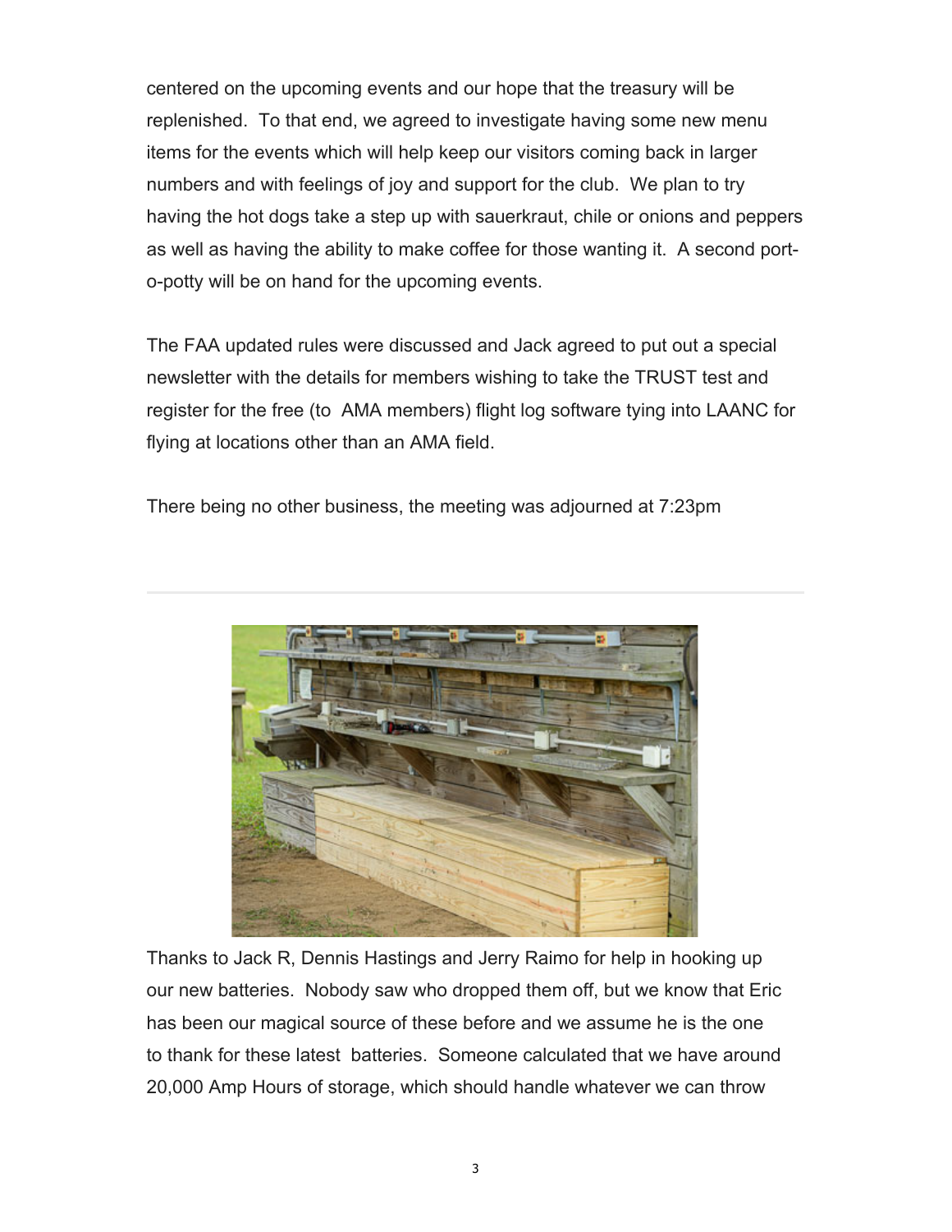centered on the upcoming events and our hope that the treasury will be replenished. To that end, we agreed to investigate having some new menu items for the events which will help keep our visitors coming back in larger numbers and with feelings of joy and support for the club. We plan to try having the hot dogs take a step up with sauerkraut, chile or onions and peppers as well as having the ability to make coffee for those wanting it. A second port-o-potty will be on hand for the upcoming events.

The FAA updated rules were discussed and Jack agreed to put out a special newsletter with the details for members wishing to take the TRUST test and register for the free (to AMA members) flight log software tying into LAANC for flying at locations other than an AMA field.

There being no other business, the meeting was adjourned at 7:23pm

---

Thanks to Jack R, Dennis Hastings and Jerry Raimo for help in hooking up our new batteries. Nobody saw who dropped them off, but we know that Eric has been our magical source of these before and we assume he is the one to thank for these latest batteries. Someone calculated that we have around 20,000 Amp Hours of storage, which should handle whatever we can throw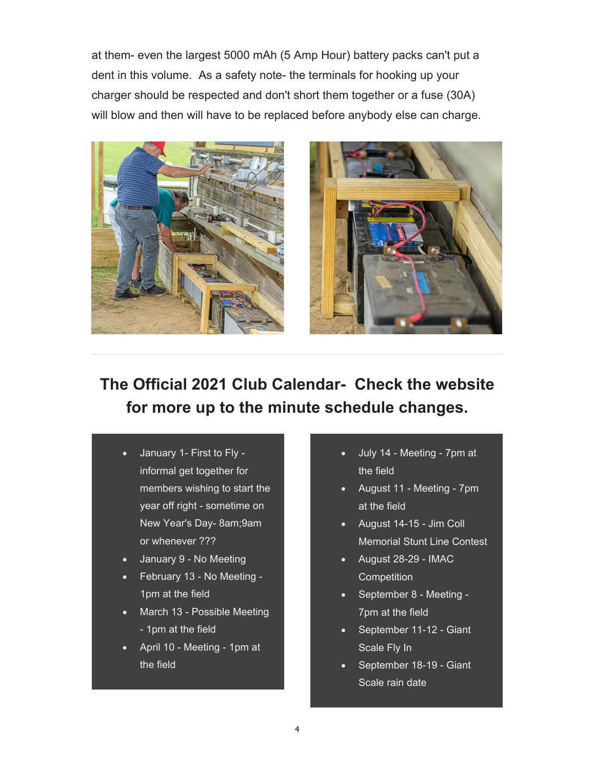at them- even the largest 5000 mAh (5 Amp Hour) battery packs can't put a dent in this volume. As a safety note- the terminals for hooking up your charger should be respected and don't short them together or a fuse (30A) will blow and then will have to be replaced before anybody else can charge.

---

## The Official 2021 Club Calendar- Check the website for more up to the minute schedule changes.

- January 1- First to Fly - informal get together for members wishing to start the year off right - sometime on New Year's Day- 8am;9am or whenever ???
- January 9 - No Meeting
- February 13 - No Meeting - 1pm at the field
- March 13 - Possible Meeting - 1pm at the field
- April 10 - Meeting - 1pm at the field

- July 14 - Meeting - 7pm at the field
- August 11 - Meeting - 7pm at the field
- August 14-15 - Jim Coll Memorial Stunt Line Contest
- August 28-29 - IMAC Competition
- September 8 - Meeting - 7pm at the field
- September 11-12 - Giant Scale Fly In
- September 18-19 - Giant Scale rain date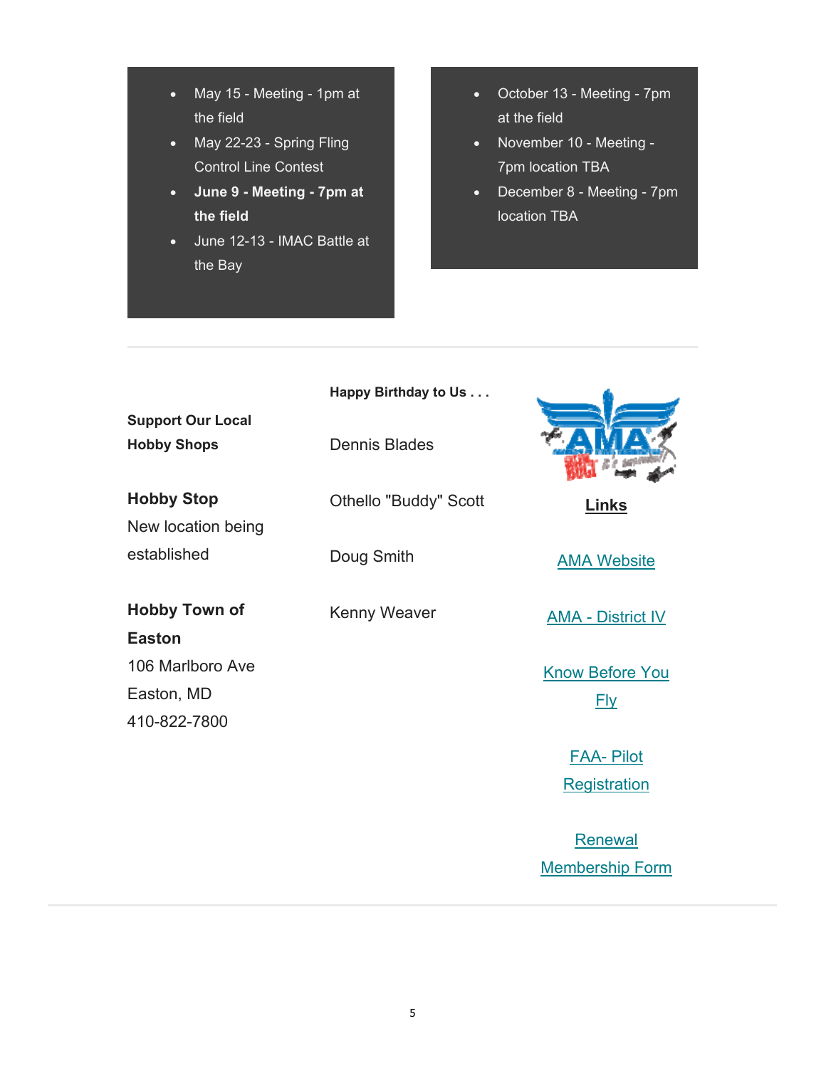- May 15 - Meeting - 1pm at the field
- May 22-23 - Spring Fling Control Line Contest
- **June 9 - Meeting - 7pm at the field**
- June 12-13 - IMAC Battle at the Bay

- October 13 - Meeting - 7pm at the field
- November 10 - Meeting - 7pm location TBA
- December 8 - Meeting - 7pm location TBA

---

**Support Our Local Hobby Shops**

**Hobby Stop**
New location being established

**Hobby Town of Easton**
106 Marlboro Ave
Easton, MD
410-822-7800

**Happy Birthday to Us . . .**

Dennis Blades

Othello "Buddy" Scott

Doug Smith

Kenny Weaver

**Links**

AMA Website

AMA - District IV

Know Before You Fly

FAA- Pilot Registration

Renewal Membership Form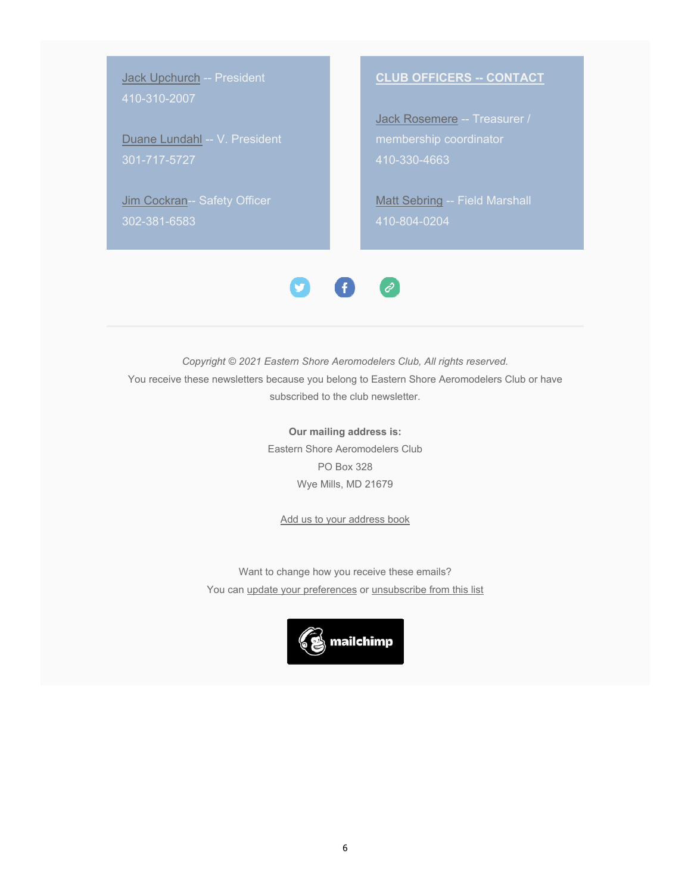Jack Upchurch -- President
410-310-2007

Duane Lundahl -- V. President
301-717-5727

Jim Cockran-- Safety Officer
302-381-6583

**CLUB OFFICERS -- CONTACT**

Jack Rosemere -- Treasurer / membership coordinator
410-330-4663

Matt Sebring -- Field Marshall
410-804-0204

*Copyright © 2021 Eastern Shore Aeromodelers Club, All rights reserved.*
You receive these newsletters because you belong to Eastern Shore Aeromodelers Club or have subscribed to the club newsletter.

**Our mailing address is:**
Eastern Shore Aeromodelers Club
PO Box 328
Wye Mills, MD 21679

Add us to your address book

Want to change how you receive these emails?
You can update your preferences or unsubscribe from this list

mailchimp